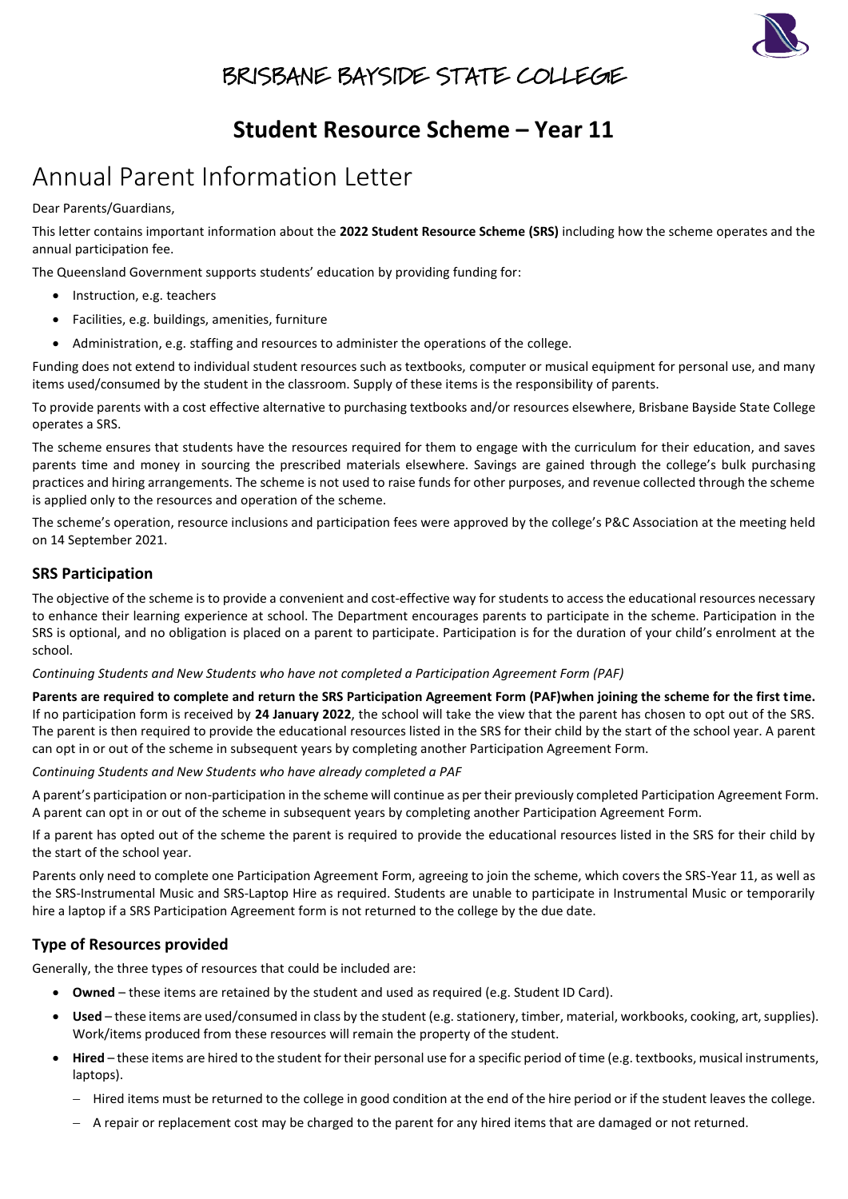# BRISBANE BAYSIDE STATE COLLEGE

## Student Resource Scheme – Year 11

# Annual Parent Information Letter

Dear Parents/Guardians,

This letter contains important information about the **2022 Student Resource Scheme (SRS)** including how the scheme operates and the annual participation fee.

The Queensland Government supports students' education by providing funding for:

- Instruction, e.g. teachers
- Facilities, e.g. buildings, amenities, furniture
- Administration, e.g. staffing and resources to administer the operations of the college.

Funding does not extend to individual student resources such as textbooks, computer or musical equipment for personal use, and many items used/consumed by the student in the classroom. Supply of these items is the responsibility of parents.

To provide parents with a cost effective alternative to purchasing textbooks and/or resources elsewhere, Brisbane Bayside State College operates a SRS.

The scheme ensures that students have the resources required for them to engage with the curriculum for their education, and saves parents time and money in sourcing the prescribed materials elsewhere. Savings are gained through the college's bulk purchasing practices and hiring arrangements. The scheme is not used to raise funds for other purposes, and revenue collected through the scheme is applied only to the resources and operation of the scheme.

The scheme's operation, resource inclusions and participation fees were approved by the college's P&C Association at the meeting held on 14 September 2021.

### SRS Participation

The objective of the scheme is to provide a convenient and cost-effective way for students to access the educational resources necessary to enhance their learning experience at school. The Department encourages parents to participate in the scheme. Participation in the SRS is optional, and no obligation is placed on a parent to participate. Participation is for the duration of your child's enrolment at the school.

*Continuing Students and New Students who have not completed a Participation Agreement Form (PAF)*

**Parents are required to complete and return the SRS Participation Agreement Form (PAF)when joining the scheme for the first time.** If no participation form is received by **24 January 2022**, the school will take the view that the parent has chosen to opt out of the SRS. The parent is then required to provide the educational resources listed in the SRS for their child by the start of the school year. A parent can opt in or out of the scheme in subsequent years by completing another Participation Agreement Form.

*Continuing Students and New Students who have already completed a PAF*

A parent's participation or non-participation in the scheme will continue as per their previously completed Participation Agreement Form. A parent can opt in or out of the scheme in subsequent years by completing another Participation Agreement Form.

If a parent has opted out of the scheme the parent is required to provide the educational resources listed in the SRS for their child by the start of the school year.

Parents only need to complete one Participation Agreement Form, agreeing to join the scheme, which covers the SRS-Year 11, as well as the SRS-Instrumental Music and SRS-Laptop Hire as required. Students are unable to participate in Instrumental Music or temporarily hire a laptop if a SRS Participation Agreement form is not returned to the college by the due date.

### Type of Resources provided

Generally, the three types of resources that could be included are:

- **Owned** – these items are retained by the student and used as required (e.g. Student ID Card).
- **Used** – these items are used/consumed in class by the student (e.g. stationery, timber, material, workbooks, cooking, art, supplies). Work/items produced from these resources will remain the property of the student.
- **Hired** – these items are hired to the student for their personal use for a specific period of time (e.g. textbooks, musical instruments, laptops).
  - Hired items must be returned to the college in good condition at the end of the hire period or if the student leaves the college.
  - A repair or replacement cost may be charged to the parent for any hired items that are damaged or not returned.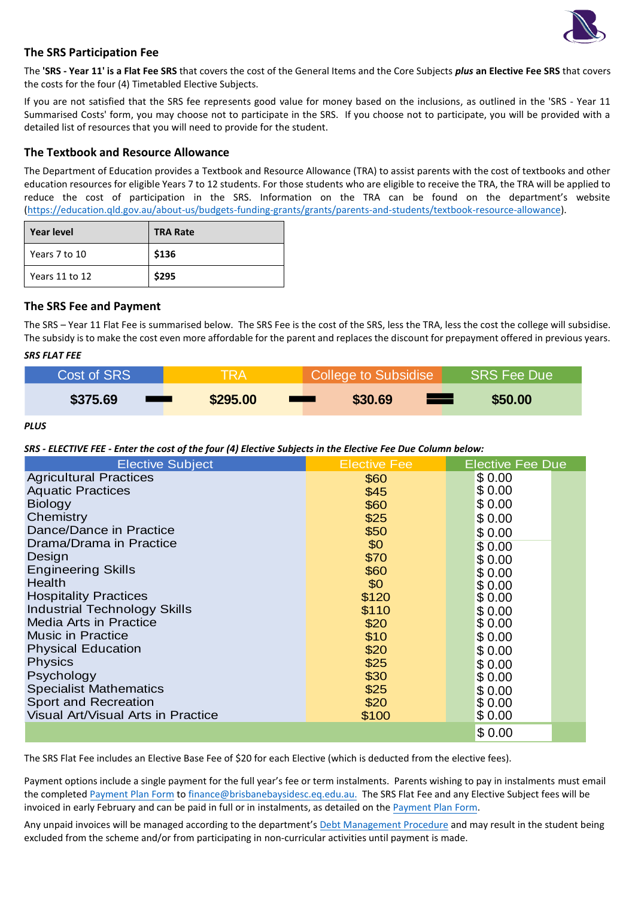## The SRS Participation Fee

The **'SRS - Year 11' is a Flat Fee SRS** that covers the cost of the General Items and the Core Subjects ***plus* an Elective Fee SRS** that covers the costs for the four (4) Timetabled Elective Subjects.

If you are not satisfied that the SRS fee represents good value for money based on the inclusions, as outlined in the 'SRS - Year 11 Summarised Costs' form, you may choose not to participate in the SRS. If you choose not to participate, you will be provided with a detailed list of resources that you will need to provide for the student.

## The Textbook and Resource Allowance

The Department of Education provides a Textbook and Resource Allowance (TRA) to assist parents with the cost of textbooks and other education resources for eligible Years 7 to 12 students. For those students who are eligible to receive the TRA, the TRA will be applied to reduce the cost of participation in the SRS. Information on the TRA can be found on the department's website (https://education.qld.gov.au/about-us/budgets-funding-grants/grants/parents-and-students/textbook-resource-allowance).

| Year level | TRA Rate |
|---|---|
| Years 7 to 10 | **$136** |
| Years 11 to 12 | **$295** |

## The SRS Fee and Payment

The SRS – Year 11 Flat Fee is summarised below. The SRS Fee is the cost of the SRS, less the TRA, less the cost the college will subsidise. The subsidy is to make the cost even more affordable for the parent and replaces the discount for prepayment offered in previous years.

***SRS FLAT FEE***

| Cost of SRS | | TRA | | College to Subsidise | | SRS Fee Due |
|---|---|---|---|---|---|---|
| **$375.69** | − | **$295.00** | − | **$30.69** | = | **$50.00** |

***PLUS***

***SRS - ELECTIVE FEE - Enter the cost of the four (4) Elective Subjects in the Elective Fee Due Column below:***

| Elective Subject | Elective Fee | Elective Fee Due |
|---|---|---|
| Agricultural Practices | $60 | $ 0.00 |
| Aquatic Practices | $45 | $ 0.00 |
| Biology | $60 | $ 0.00 |
| Chemistry | $25 | $ 0.00 |
| Dance/Dance in Practice | $50 | $ 0.00 |
| Drama/Drama in Practice | $0 | $ 0.00 |
| Design | $70 | $ 0.00 |
| Engineering Skills | $60 | $ 0.00 |
| Health | $0 | $ 0.00 |
| Hospitality Practices | $120 | $ 0.00 |
| Industrial Technology Skills | $110 | $ 0.00 |
| Media Arts in Practice | $20 | $ 0.00 |
| Music in Practice | $10 | $ 0.00 |
| Physical Education | $20 | $ 0.00 |
| Physics | $25 | $ 0.00 |
| Psychology | $30 | $ 0.00 |
| Specialist Mathematics | $25 | $ 0.00 |
| Sport and Recreation | $20 | $ 0.00 |
| Visual Art/Visual Arts in Practice | $100 | $ 0.00 |
| | | $ 0.00 |

The SRS Flat Fee includes an Elective Base Fee of $20 for each Elective (which is deducted from the elective fees).

Payment options include a single payment for the full year's fee or term instalments. Parents wishing to pay in instalments must email the completed Payment Plan Form to finance@brisbanebaysidesc.eq.edu.au. The SRS Flat Fee and any Elective Subject fees will be invoiced in early February and can be paid in full or in instalments, as detailed on the Payment Plan Form.

Any unpaid invoices will be managed according to the department's Debt Management Procedure and may result in the student being excluded from the scheme and/or from participating in non-curricular activities until payment is made.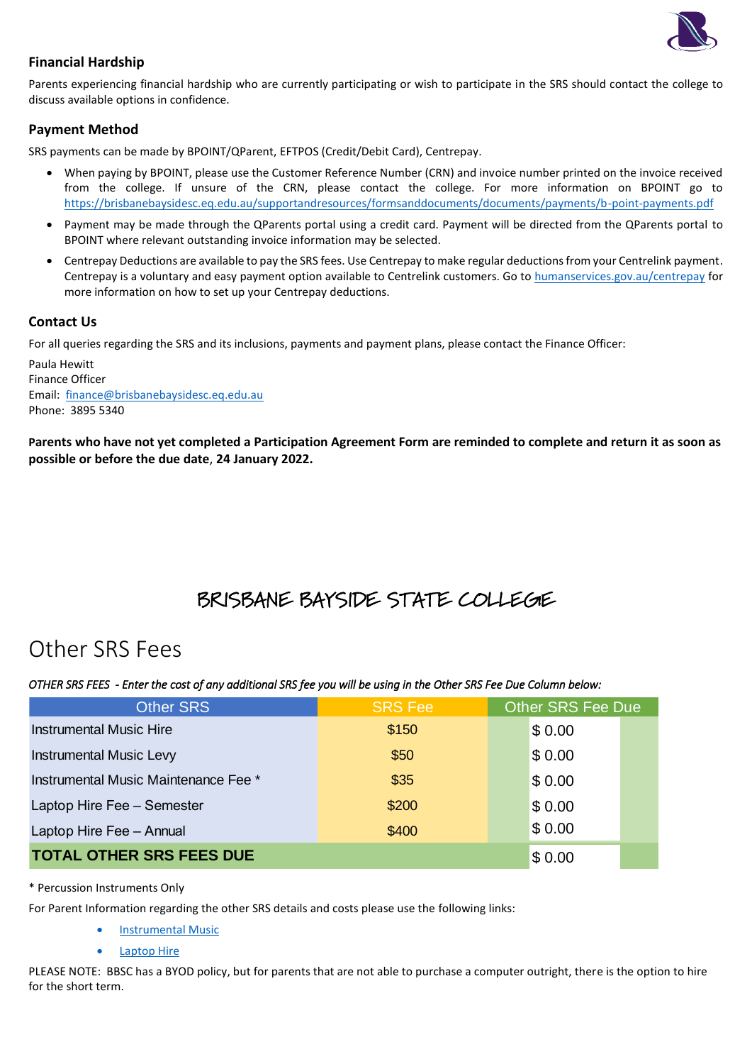### Financial Hardship

Parents experiencing financial hardship who are currently participating or wish to participate in the SRS should contact the college to discuss available options in confidence.

### Payment Method

SRS payments can be made by BPOINT/QParent, EFTPOS (Credit/Debit Card), Centrepay.

- When paying by BPOINT, please use the Customer Reference Number (CRN) and invoice number printed on the invoice received from the college. If unsure of the CRN, please contact the college. For more information on BPOINT go to https://brisbanebaysidesc.eq.edu.au/supportandresources/formsanddocuments/documents/payments/b-point-payments.pdf
- Payment may be made through the QParents portal using a credit card. Payment will be directed from the QParents portal to BPOINT where relevant outstanding invoice information may be selected.
- Centrepay Deductions are available to pay the SRS fees. Use Centrepay to make regular deductions from your Centrelink payment. Centrepay is a voluntary and easy payment option available to Centrelink customers. Go to humanservices.gov.au/centrepay for more information on how to set up your Centrepay deductions.

### Contact Us

For all queries regarding the SRS and its inclusions, payments and payment plans, please contact the Finance Officer:

Paula Hewitt
Finance Officer
Email: finance@brisbanebaysidesc.eq.edu.au
Phone: 3895 5340

**Parents who have not yet completed a Participation Agreement Form are reminded to complete and return it as soon as possible or before the due date, 24 January 2022.**

# BRISBANE BAYSIDE STATE COLLEGE

## Other SRS Fees

*OTHER SRS FEES - Enter the cost of any additional SRS fee you will be using in the Other SRS Fee Due Column below:*

| Other SRS | SRS Fee | Other SRS Fee Due |
|---|---|---|
| Instrumental Music Hire | $150 | $ 0.00 |
| Instrumental Music Levy | $50 | $ 0.00 |
| Instrumental Music Maintenance Fee * | $35 | $ 0.00 |
| Laptop Hire Fee – Semester | $200 | $ 0.00 |
| Laptop Hire Fee – Annual | $400 | $ 0.00 |
| **TOTAL OTHER SRS FEES DUE** | | $ 0.00 |

\* Percussion Instruments Only

For Parent Information regarding the other SRS details and costs please use the following links:

- Instrumental Music
- Laptop Hire

PLEASE NOTE: BBSC has a BYOD policy, but for parents that are not able to purchase a computer outright, there is the option to hire for the short term.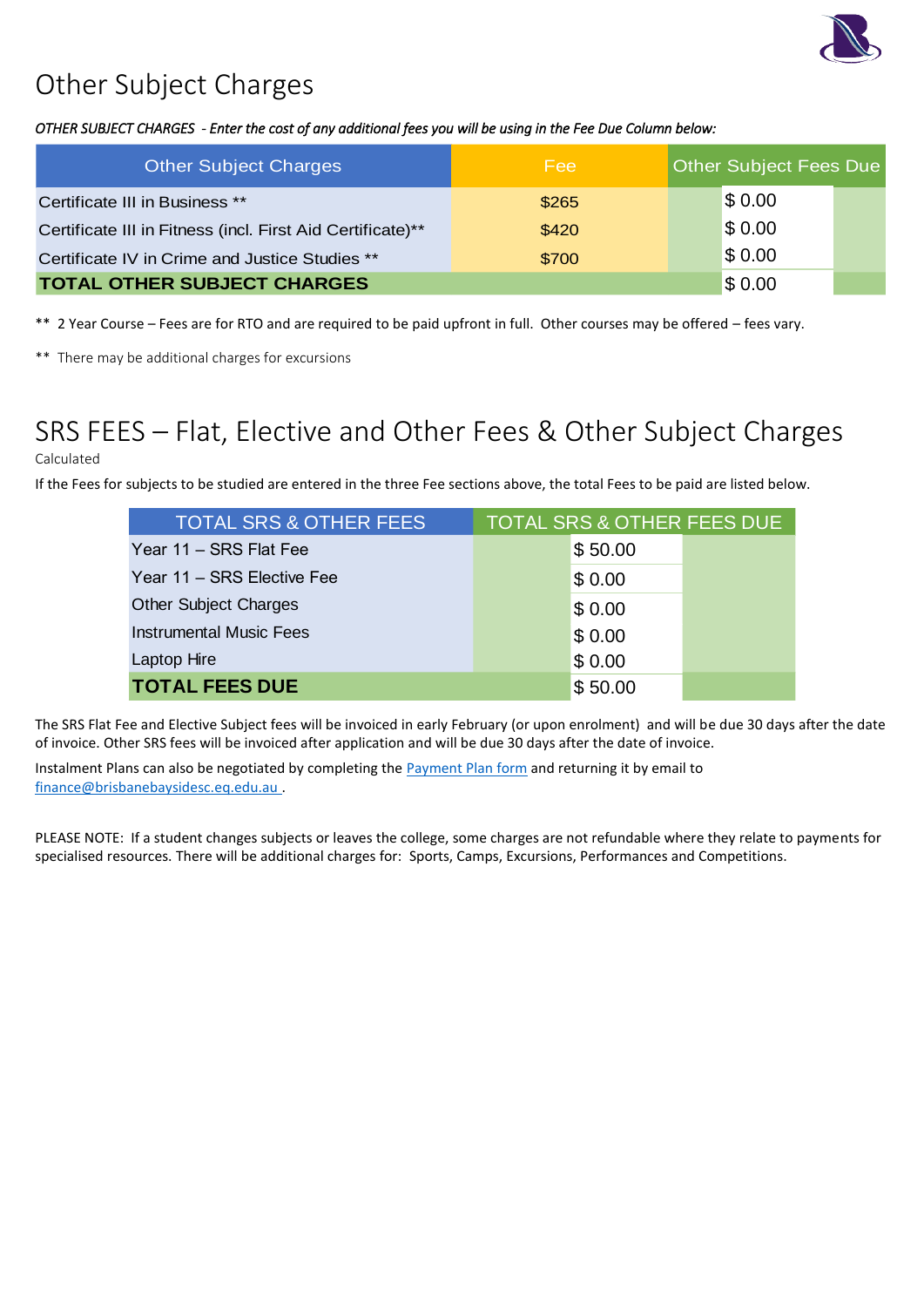# Other Subject Charges

*OTHER SUBJECT CHARGES - Enter the cost of any additional fees you will be using in the Fee Due Column below:*

| Other Subject Charges | Fee | Other Subject Fees Due |
|---|---|---|
| Certificate III in Business ** | $265 | $ 0.00 |
| Certificate III in Fitness (incl. First Aid Certificate)** | $420 | $ 0.00 |
| Certificate IV in Crime and Justice Studies ** | $700 | $ 0.00 |
| **TOTAL OTHER SUBJECT CHARGES** | | $ 0.00 |

** 2 Year Course – Fees are for RTO and are required to be paid upfront in full. Other courses may be offered – fees vary.

** There may be additional charges for excursions

# SRS FEES – Flat, Elective and Other Fees & Other Subject Charges

Calculated

If the Fees for subjects to be studied are entered in the three Fee sections above, the total Fees to be paid are listed below.

| TOTAL SRS & OTHER FEES | TOTAL SRS & OTHER FEES DUE |
|---|---|
| Year 11 – SRS Flat Fee | $ 50.00 |
| Year 11 – SRS Elective Fee | $ 0.00 |
| Other Subject Charges | $ 0.00 |
| Instrumental Music Fees | $ 0.00 |
| Laptop Hire | $ 0.00 |
| **TOTAL FEES DUE** | $ 50.00 |

The SRS Flat Fee and Elective Subject fees will be invoiced in early February (or upon enrolment) and will be due 30 days after the date of invoice. Other SRS fees will be invoiced after application and will be due 30 days after the date of invoice.

Instalment Plans can also be negotiated by completing the Payment Plan form and returning it by email to finance@brisbanebaysidesc.eq.edu.au .

PLEASE NOTE: If a student changes subjects or leaves the college, some charges are not refundable where they relate to payments for specialised resources. There will be additional charges for: Sports, Camps, Excursions, Performances and Competitions.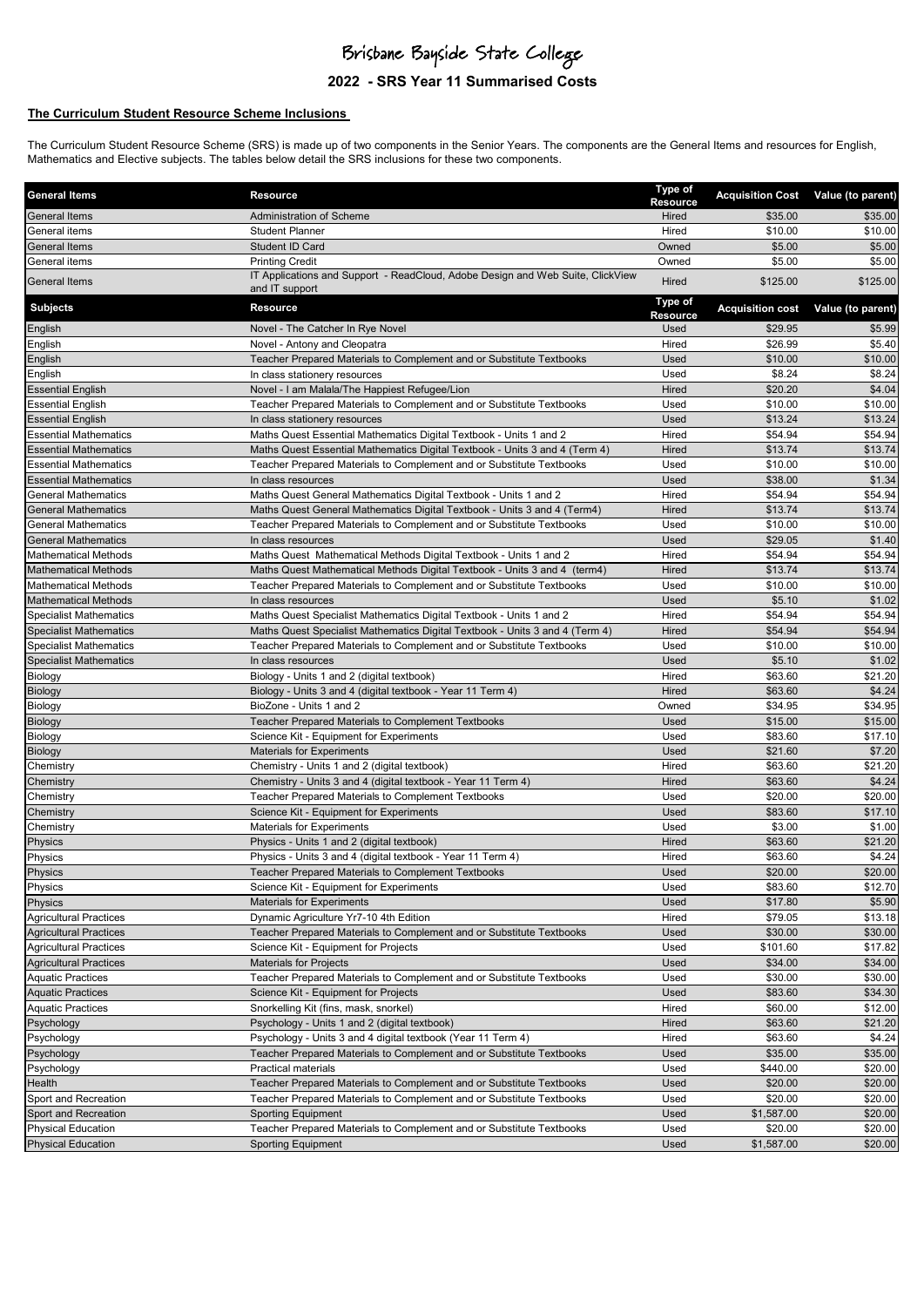# Brisbane Bayside State College

## 2022 - SRS Year 11 Summarised Costs

**The Curriculum Student Resource Scheme Inclusions**

The Curriculum Student Resource Scheme (SRS) is made up of two components in the Senior Years. The components are the General Items and resources for English, Mathematics and Elective subjects. The tables below detail the SRS inclusions for these two components.

| General Items | Resource | Type of Resource | Acquisition Cost | Value (to parent) |
|---|---|---|---|---|
| General Items | Administration of Scheme | Hired | $35.00 | $35.00 |
| General items | Student Planner | Hired | $10.00 | $10.00 |
| General Items | Student ID Card | Owned | $5.00 | $5.00 |
| General items | Printing Credit | Owned | $5.00 | $5.00 |
| General Items | IT Applications and Support - ReadCloud, Adobe Design and Web Suite, ClickView and IT support | Hired | $125.00 | $125.00 |

| Subjects | Resource | Type of Resource | Acquisition cost | Value (to parent) |
|---|---|---|---|---|
| English | Novel - The Catcher In Rye Novel | Used | $29.95 | $5.99 |
| English | Novel - Antony and Cleopatra | Hired | $26.99 | $5.40 |
| English | Teacher Prepared Materials to Complement and or Substitute Textbooks | Used | $10.00 | $10.00 |
| English | In class stationery resources | Used | $8.24 | $8.24 |
| Essential English | Novel - I am Malala/The Happiest Refugee/Lion | Hired | $20.20 | $4.04 |
| Essential English | Teacher Prepared Materials to Complement and or Substitute Textbooks | Used | $10.00 | $10.00 |
| Essential English | In class stationery resources | Used | $13.24 | $13.24 |
| Essential Mathematics | Maths Quest Essential Mathematics Digital Textbook - Units 1 and 2 | Hired | $54.94 | $54.94 |
| Essential Mathematics | Maths Quest Essential Mathematics Digital Textbook - Units 3 and 4 (Term 4) | Hired | $13.74 | $13.74 |
| Essential Mathematics | Teacher Prepared Materials to Complement and or Substitute Textbooks | Used | $10.00 | $10.00 |
| Essential Mathematics | In class resources | Used | $38.00 | $1.34 |
| General Mathematics | Maths Quest General Mathematics Digital Textbook - Units 1 and 2 | Hired | $54.94 | $54.94 |
| General Mathematics | Maths Quest General Mathematics Digital Textbook - Units 3 and 4 (Term4) | Hired | $13.74 | $13.74 |
| General Mathematics | Teacher Prepared Materials to Complement and or Substitute Textbooks | Used | $10.00 | $10.00 |
| General Mathematics | In class resources | Used | $29.05 | $1.40 |
| Mathematical Methods | Maths Quest Mathematical Methods Digital Textbook - Units 1 and 2 | Hired | $54.94 | $54.94 |
| Mathematical Methods | Maths Quest Mathematical Methods Digital Textbook - Units 3 and 4 (term4) | Hired | $13.74 | $13.74 |
| Mathematical Methods | Teacher Prepared Materials to Complement and or Substitute Textbooks | Used | $10.00 | $10.00 |
| Mathematical Methods | In class resources | Used | $5.10 | $1.02 |
| Specialist Mathematics | Maths Quest Specialist Mathematics Digital Textbook - Units 1 and 2 | Hired | $54.94 | $54.94 |
| Specialist Mathematics | Maths Quest Specialist Mathematics Digital Textbook - Units 3 and 4 (Term 4) | Hired | $54.94 | $54.94 |
| Specialist Mathematics | Teacher Prepared Materials to Complement and or Substitute Textbooks | Used | $10.00 | $10.00 |
| Specialist Mathematics | In class resources | Used | $5.10 | $1.02 |
| Biology | Biology - Units 1 and 2 (digital textbook) | Hired | $63.60 | $21.20 |
| Biology | Biology - Units 3 and 4 (digital textbook - Year 11 Term 4) | Hired | $63.60 | $4.24 |
| Biology | BioZone - Units 1 and 2 | Owned | $34.95 | $34.95 |
| Biology | Teacher Prepared Materials to Complement Textbooks | Used | $15.00 | $15.00 |
| Biology | Science Kit - Equipment for Experiments | Used | $83.60 | $17.10 |
| Biology | Materials for Experiments | Used | $21.60 | $7.20 |
| Chemistry | Chemistry - Units 1 and 2 (digital textbook) | Hired | $63.60 | $21.20 |
| Chemistry | Chemistry - Units 3 and 4 (digital textbook - Year 11 Term 4) | Hired | $63.60 | $4.24 |
| Chemistry | Teacher Prepared Materials to Complement Textbooks | Used | $20.00 | $20.00 |
| Chemistry | Science Kit - Equipment for Experiments | Used | $83.60 | $17.10 |
| Chemistry | Materials for Experiments | Used | $3.00 | $1.00 |
| Physics | Physics - Units 1 and 2 (digital textbook) | Hired | $63.60 | $21.20 |
| Physics | Physics - Units 3 and 4 (digital textbook - Year 11 Term 4) | Hired | $63.60 | $4.24 |
| Physics | Teacher Prepared Materials to Complement Textbooks | Used | $20.00 | $20.00 |
| Physics | Science Kit - Equipment for Experiments | Used | $83.60 | $12.70 |
| Physics | Materials for Experiments | Used | $17.80 | $5.90 |
| Agricultural Practices | Dynamic Agriculture Yr7-10 4th Edition | Hired | $79.05 | $13.18 |
| Agricultural Practices | Teacher Prepared Materials to Complement and or Substitute Textbooks | Used | $30.00 | $30.00 |
| Agricultural Practices | Science Kit - Equipment for Projects | Used | $101.60 | $17.82 |
| Agricultural Practices | Materials for Projects | Used | $34.00 | $34.00 |
| Aquatic Practices | Teacher Prepared Materials to Complement and or Substitute Textbooks | Used | $30.00 | $30.00 |
| Aquatic Practices | Science Kit - Equipment for Projects | Used | $83.60 | $34.30 |
| Aquatic Practices | Snorkelling Kit (fins, mask, snorkel) | Hired | $60.00 | $12.00 |
| Psychology | Psychology - Units 1 and 2 (digital textbook) | Hired | $63.60 | $21.20 |
| Psychology | Psychology - Units 3 and 4 digital textbook (Year 11 Term 4) | Hired | $63.60 | $4.24 |
| Psychology | Teacher Prepared Materials to Complement and or Substitute Textbooks | Used | $35.00 | $35.00 |
| Psychology | Practical materials | Used | $440.00 | $20.00 |
| Health | Teacher Prepared Materials to Complement and or Substitute Textbooks | Used | $20.00 | $20.00 |
| Sport and Recreation | Teacher Prepared Materials to Complement and or Substitute Textbooks | Used | $20.00 | $20.00 |
| Sport and Recreation | Sporting Equipment | Used | $1,587.00 | $20.00 |
| Physical Education | Teacher Prepared Materials to Complement and or Substitute Textbooks | Used | $20.00 | $20.00 |
| Physical Education | Sporting Equipment | Used | $1,587.00 | $20.00 |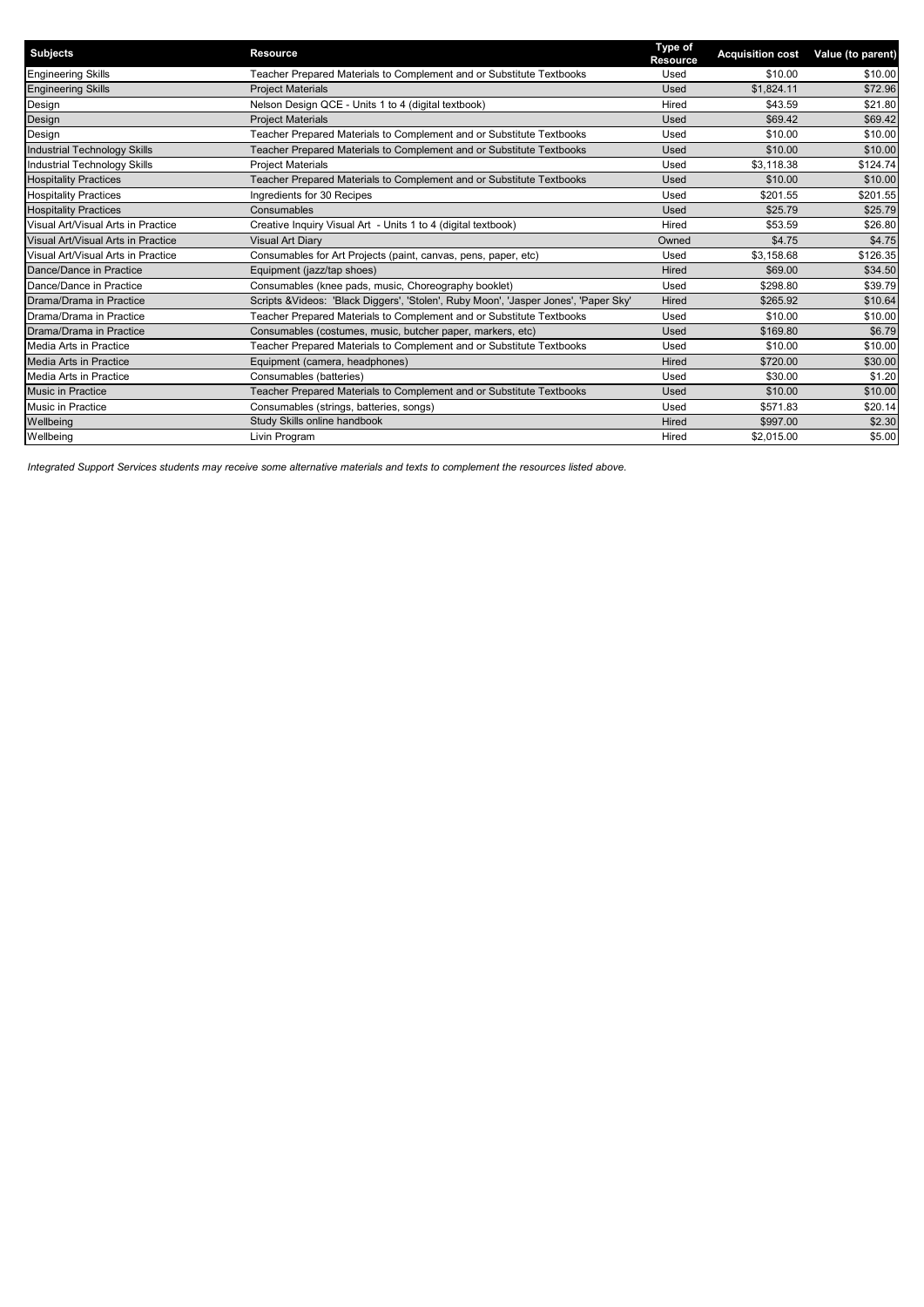| Subjects | Resource | Type of Resource | Acquisition cost | Value (to parent) |
|---|---|---|---|---|
| Engineering Skills | Teacher Prepared Materials to Complement and or Substitute Textbooks | Used | $10.00 | $10.00 |
| Engineering Skills | Project Materials | Used | $1,824.11 | $72.96 |
| Design | Nelson Design QCE - Units 1 to 4 (digital textbook) | Hired | $43.59 | $21.80 |
| Design | Project Materials | Used | $69.42 | $69.42 |
| Design | Teacher Prepared Materials to Complement and or Substitute Textbooks | Used | $10.00 | $10.00 |
| Industrial Technology Skills | Teacher Prepared Materials to Complement and or Substitute Textbooks | Used | $10.00 | $10.00 |
| Industrial Technology Skills | Project Materials | Used | $3,118.38 | $124.74 |
| Hospitality Practices | Teacher Prepared Materials to Complement and or Substitute Textbooks | Used | $10.00 | $10.00 |
| Hospitality Practices | Ingredients for 30 Recipes | Used | $201.55 | $201.55 |
| Hospitality Practices | Consumables | Used | $25.79 | $25.79 |
| Visual Art/Visual Arts in Practice | Creative Inquiry Visual Art - Units 1 to 4 (digital textbook) | Hired | $53.59 | $26.80 |
| Visual Art/Visual Arts in Practice | Visual Art Diary | Owned | $4.75 | $4.75 |
| Visual Art/Visual Arts in Practice | Consumables for Art Projects (paint, canvas, pens, paper, etc) | Used | $3,158.68 | $126.35 |
| Dance/Dance in Practice | Equipment (jazz/tap shoes) | Hired | $69.00 | $34.50 |
| Dance/Dance in Practice | Consumables (knee pads, music, Choreography booklet) | Used | $298.80 | $39.79 |
| Drama/Drama in Practice | Scripts &Videos: 'Black Diggers', 'Stolen', Ruby Moon', 'Jasper Jones', 'Paper Sky' | Hired | $265.92 | $10.64 |
| Drama/Drama in Practice | Teacher Prepared Materials to Complement and or Substitute Textbooks | Used | $10.00 | $10.00 |
| Drama/Drama in Practice | Consumables (costumes, music, butcher paper, markers, etc) | Used | $169.80 | $6.79 |
| Media Arts in Practice | Teacher Prepared Materials to Complement and or Substitute Textbooks | Used | $10.00 | $10.00 |
| Media Arts in Practice | Equipment (camera, headphones) | Hired | $720.00 | $30.00 |
| Media Arts in Practice | Consumables (batteries) | Used | $30.00 | $1.20 |
| Music in Practice | Teacher Prepared Materials to Complement and or Substitute Textbooks | Used | $10.00 | $10.00 |
| Music in Practice | Consumables (strings, batteries, songs) | Used | $571.83 | $20.14 |
| Wellbeing | Study Skills online handbook | Hired | $997.00 | $2.30 |
| Wellbeing | Livin Program | Hired | $2,015.00 | $5.00 |

*Integrated Support Services students may receive some alternative materials and texts to complement the resources listed above.*